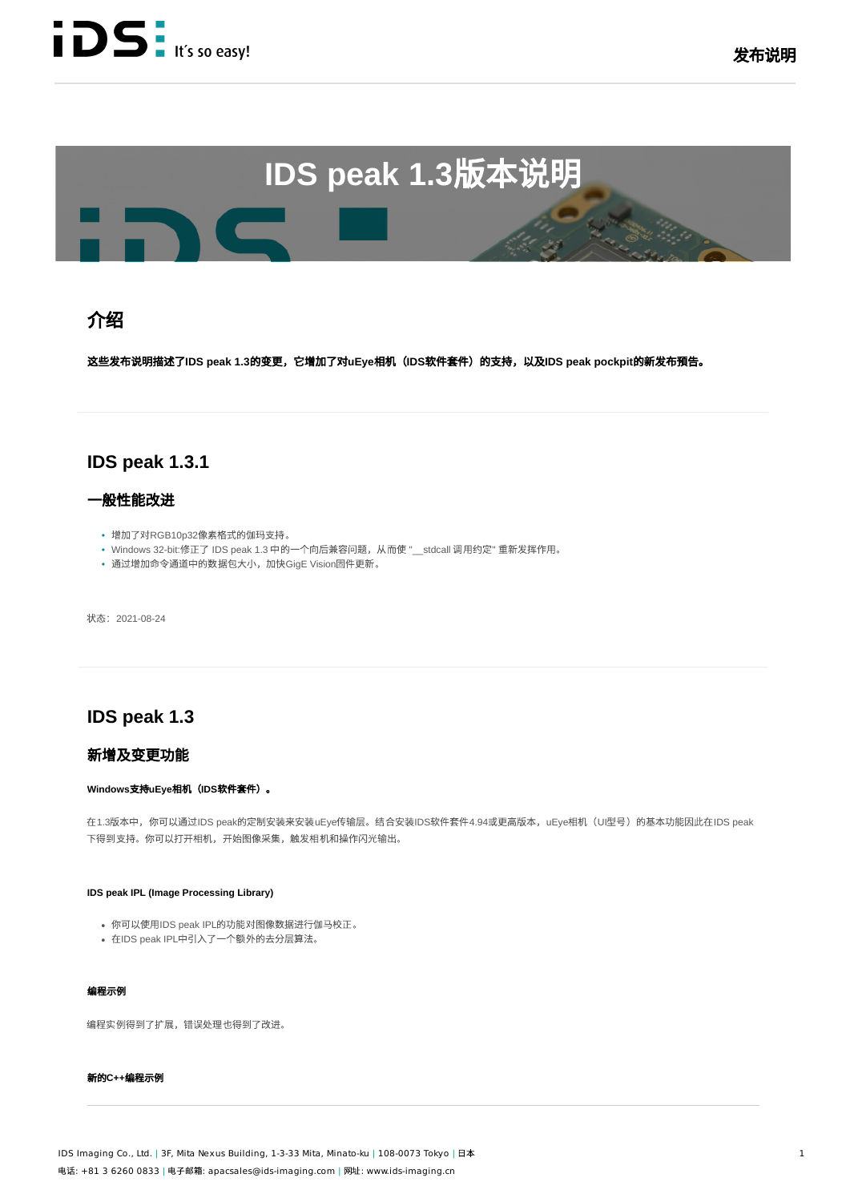# IDS peak 1.3版本说明

## 介绍

**这些发布说明描述了IDS peak 1.3的变更，它增加了对uEye相机（IDS软件套件）的支持，以及IDS peak pockpit的新发布预告。**

## IDS peak 1.3.1

### 一般性能改进

- 增加了对RGB10p32像素格式的伽玛支持。
- Windows 32-bit:修正了 IDS peak 1.3 中的一个向后兼容问题，从而使 "__stdcall 调用约定" 重新发挥作用。
- 通过增加命令通道中的数据包大小，加快GigE Vision固件更新。

状态：2021-08-24

## IDS peak 1.3

### 新增及变更功能

**Windows支持uEye相机（IDS软件套件）。**

在1.3版本中，你可以通过IDS peak的定制安装来安装uEye传输层。结合安装IDS软件套件4.94或更高版本，uEye相机（UI型号）的基本功能因此在IDS peak下得到支持。你可以打开相机，开始图像采集，触发相机和操作闪光输出。

**IDS peak IPL (Image Processing Library)**

- 你可以使用IDS peak IPL的功能对图像数据进行伽马校正。
- 在IDS peak IPL中引入了一个额外的去分层算法。

**编程示例**

编程实例得到了扩展，错误处理也得到了改进。

**新的C++编程示例**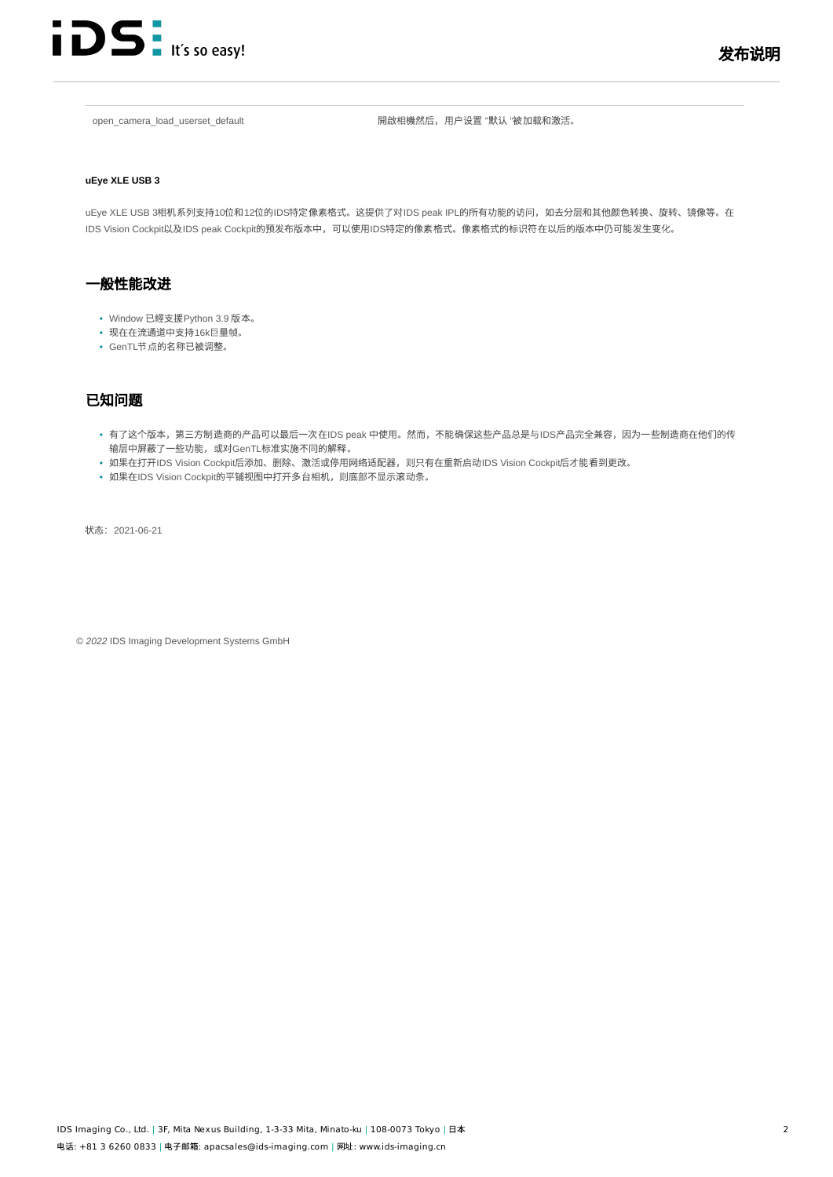| | |
|---|---|
| open_camera_load_userset_default | 開啟相機然后，用户设置 "默认 "被加载和激活。 |

**uEye XLE USB 3**

uEye XLE USB 3相机系列支持10位和12位的IDS特定像素格式。这提供了对IDS peak IPL的所有功能的访问，如去分层和其他颜色转换、旋转、镜像等。在IDS Vision Cockpit以及IDS peak Cockpit的预发布版本中，可以使用IDS特定的像素格式。像素格式的标识符在以后的版本中仍可能发生变化。

## 一般性能改进

- Window 已經支援Python 3.9 版本。
- 现在在流通道中支持16k巨量帧。
- GenTL节点的名称已被调整。

## 已知问题

- 有了这个版本，第三方制造商的产品可以最后一次在IDS peak 中使用。然而，不能确保这些产品总是与IDS产品完全兼容，因为一些制造商在他们的传输层中屏蔽了一些功能，或对GenTL标准实施不同的解释。
- 如果在打开IDS Vision Cockpit后添加、删除、激活或停用网络适配器，则只有在重新启动IDS Vision Cockpit后才能看到更改。
- 如果在IDS Vision Cockpit的平铺视图中打开多台相机，则底部不显示滚动条。

状态：2021-06-21

© *2022* IDS Imaging Development Systems GmbH